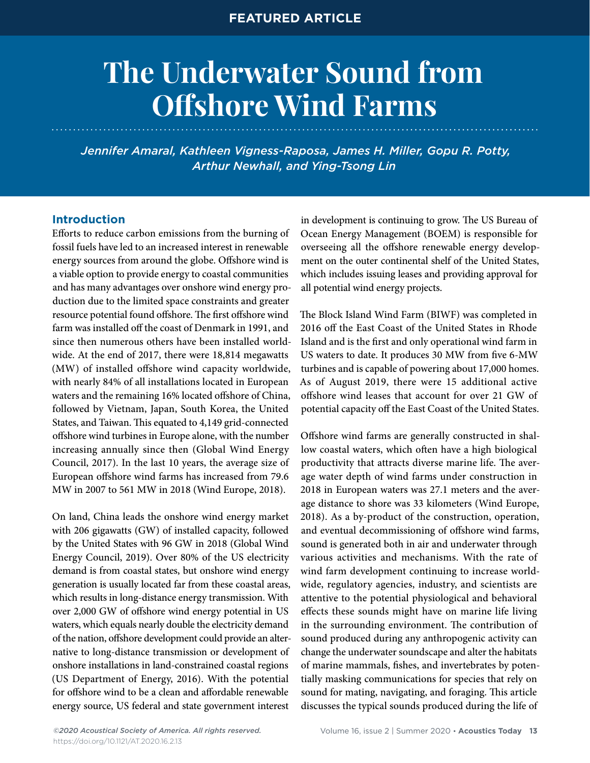FEATURED ARTICLE

# The Underwater Sound from Offshore Wind Farms

*Jennifer Amaral, Kathleen Vigness-Raposa, James H. Miller, Gopu R. Potty, Arthur Newhall, and Ying-Tsong Lin*

## Introduction

Efforts to reduce carbon emissions from the burning of fossil fuels have led to an increased interest in renewable energy sources from around the globe. Offshore wind is a viable option to provide energy to coastal communities and has many advantages over onshore wind energy production due to the limited space constraints and greater resource potential found offshore. The first offshore wind farm was installed off the coast of Denmark in 1991, and since then numerous others have been installed worldwide. At the end of 2017, there were 18,814 megawatts (MW) of installed offshore wind capacity worldwide, with nearly 84% of all installations located in European waters and the remaining 16% located offshore of China, followed by Vietnam, Japan, South Korea, the United States, and Taiwan. This equated to 4,149 grid-connected offshore wind turbines in Europe alone, with the number increasing annually since then (Global Wind Energy Council, 2017). In the last 10 years, the average size of European offshore wind farms has increased from 79.6 MW in 2007 to 561 MW in 2018 (Wind Europe, 2018).

On land, China leads the onshore wind energy market with 206 gigawatts (GW) of installed capacity, followed by the United States with 96 GW in 2018 (Global Wind Energy Council, 2019). Over 80% of the US electricity demand is from coastal states, but onshore wind energy generation is usually located far from these coastal areas, which results in long-distance energy transmission. With over 2,000 GW of offshore wind energy potential in US waters, which equals nearly double the electricity demand of the nation, offshore development could provide an alternative to long-distance transmission or development of onshore installations in land-constrained coastal regions (US Department of Energy, 2016). With the potential for offshore wind to be a clean and affordable renewable energy source, US federal and state government interest in development is continuing to grow. The US Bureau of Ocean Energy Management (BOEM) is responsible for overseeing all the offshore renewable energy development on the outer continental shelf of the United States, which includes issuing leases and providing approval for all potential wind energy projects.

The Block Island Wind Farm (BIWF) was completed in 2016 off the East Coast of the United States in Rhode Island and is the first and only operational wind farm in US waters to date. It produces 30 MW from five 6-MW turbines and is capable of powering about 17,000 homes. As of August 2019, there were 15 additional active offshore wind leases that account for over 21 GW of potential capacity off the East Coast of the United States.

Offshore wind farms are generally constructed in shallow coastal waters, which often have a high biological productivity that attracts diverse marine life. The average water depth of wind farms under construction in 2018 in European waters was 27.1 meters and the average distance to shore was 33 kilometers (Wind Europe, 2018). As a by-product of the construction, operation, and eventual decommissioning of offshore wind farms, sound is generated both in air and underwater through various activities and mechanisms. With the rate of wind farm development continuing to increase worldwide, regulatory agencies, industry, and scientists are attentive to the potential physiological and behavioral effects these sounds might have on marine life living in the surrounding environment. The contribution of sound produced during any anthropogenic activity can change the underwater soundscape and alter the habitats of marine mammals, fishes, and invertebrates by potentially masking communications for species that rely on sound for mating, navigating, and foraging. This article discusses the typical sounds produced during the life of

*©2020 Acoustical Society of America. All rights reserved.*
https://doi.org/10.1121/AT.2020.16.2.13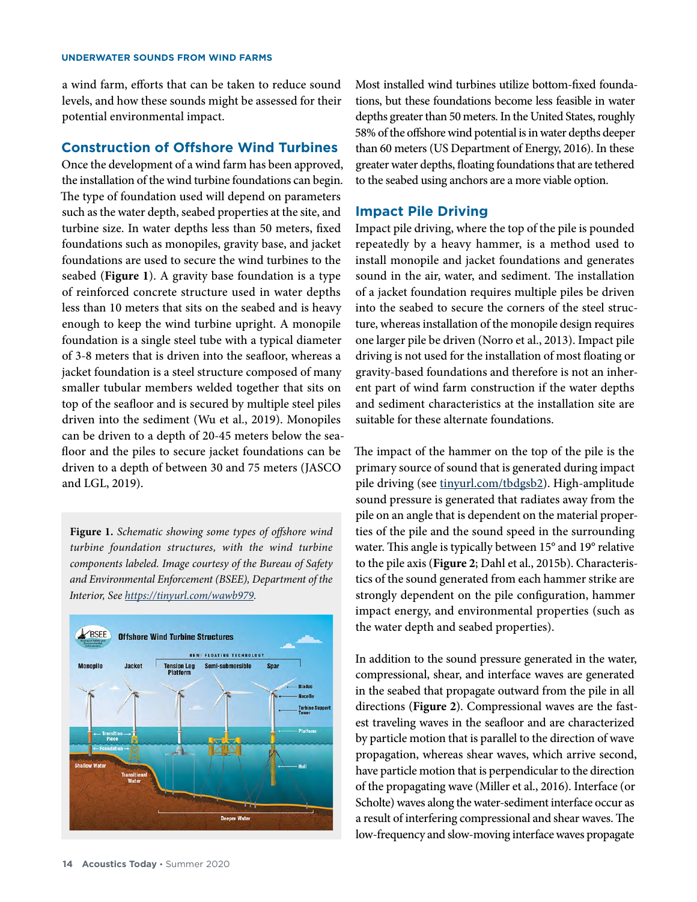a wind farm, efforts that can be taken to reduce sound levels, and how these sounds might be assessed for their potential environmental impact.

## Construction of Offshore Wind Turbines

Once the development of a wind farm has been approved, the installation of the wind turbine foundations can begin. The type of foundation used will depend on parameters such as the water depth, seabed properties at the site, and turbine size. In water depths less than 50 meters, fixed foundations such as monopiles, gravity base, and jacket foundations are used to secure the wind turbines to the seabed (**Figure 1**). A gravity base foundation is a type of reinforced concrete structure used in water depths less than 10 meters that sits on the seabed and is heavy enough to keep the wind turbine upright. A monopile foundation is a single steel tube with a typical diameter of 3-8 meters that is driven into the seafloor, whereas a jacket foundation is a steel structure composed of many smaller tubular members welded together that sits on top of the seafloor and is secured by multiple steel piles driven into the sediment (Wu et al., 2019). Monopiles can be driven to a depth of 20-45 meters below the seafloor and the piles to secure jacket foundations can be driven to a depth of between 30 and 75 meters (JASCO and LGL, 2019).

**Figure 1.** *Schematic showing some types of offshore wind turbine foundation structures, with the wind turbine components labeled. Image courtesy of the Bureau of Safety and Environmental Enforcement (BSEE), Department of the Interior, See https://tinyurl.com/wawb979.*

Most installed wind turbines utilize bottom-fixed foundations, but these foundations become less feasible in water depths greater than 50 meters. In the United States, roughly 58% of the offshore wind potential is in water depths deeper than 60 meters (US Department of Energy, 2016). In these greater water depths, floating foundations that are tethered to the seabed using anchors are a more viable option.

## Impact Pile Driving

Impact pile driving, where the top of the pile is pounded repeatedly by a heavy hammer, is a method used to install monopile and jacket foundations and generates sound in the air, water, and sediment. The installation of a jacket foundation requires multiple piles be driven into the seabed to secure the corners of the steel structure, whereas installation of the monopile design requires one larger pile be driven (Norro et al., 2013). Impact pile driving is not used for the installation of most floating or gravity-based foundations and therefore is not an inherent part of wind farm construction if the water depths and sediment characteristics at the installation site are suitable for these alternate foundations.

The impact of the hammer on the top of the pile is the primary source of sound that is generated during impact pile driving (see tinyurl.com/tbdgsb2). High-amplitude sound pressure is generated that radiates away from the pile on an angle that is dependent on the material properties of the pile and the sound speed in the surrounding water. This angle is typically between 15° and 19° relative to the pile axis (**Figure 2**; Dahl et al., 2015b). Characteristics of the sound generated from each hammer strike are strongly dependent on the pile configuration, hammer impact energy, and environmental properties (such as the water depth and seabed properties).

In addition to the sound pressure generated in the water, compressional, shear, and interface waves are generated in the seabed that propagate outward from the pile in all directions (**Figure 2**). Compressional waves are the fastest traveling waves in the seafloor and are characterized by particle motion that is parallel to the direction of wave propagation, whereas shear waves, which arrive second, have particle motion that is perpendicular to the direction of the propagating wave (Miller et al., 2016). Interface (or Scholte) waves along the water-sediment interface occur as a result of interfering compressional and shear waves. The low-frequency and slow-moving interface waves propagate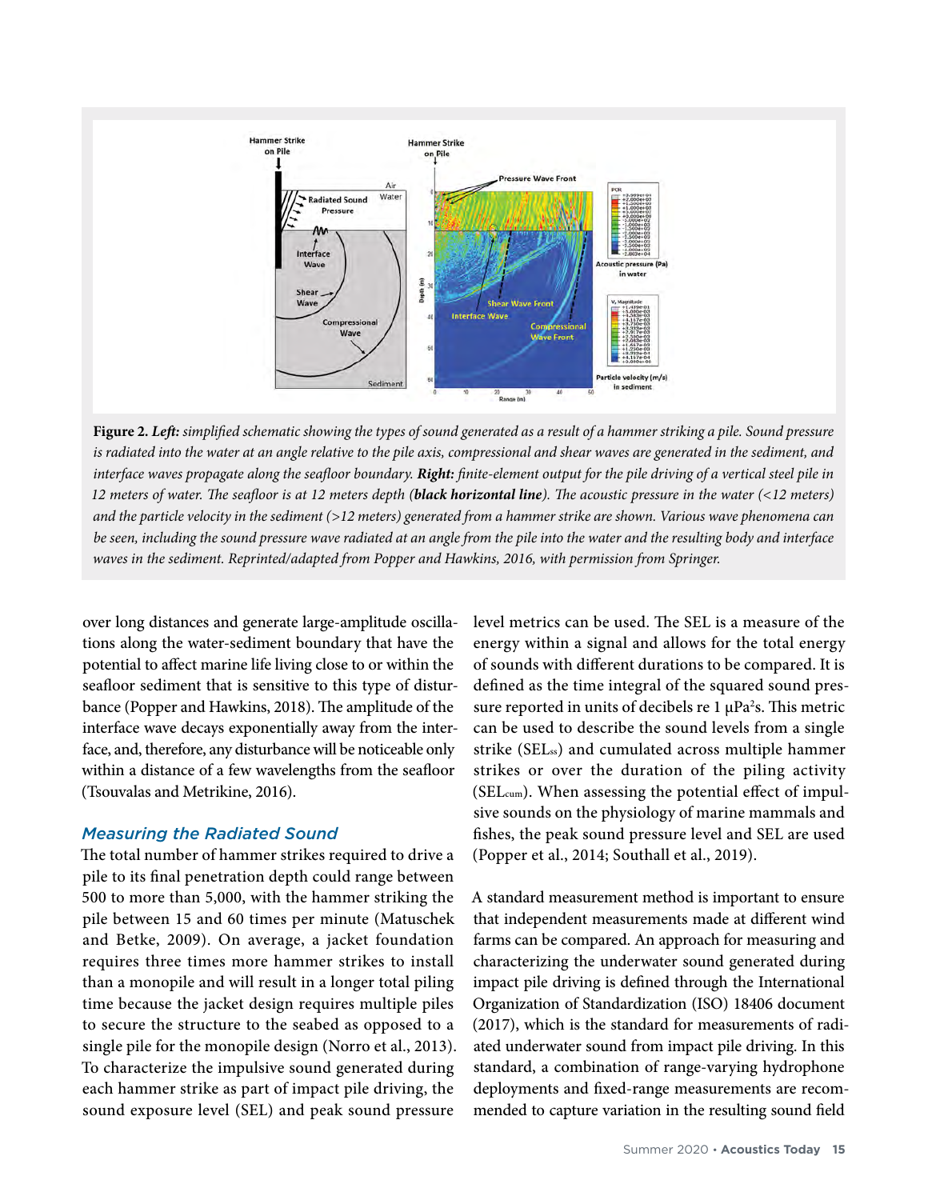**Figure 2.** ***Left:*** *simplified schematic showing the types of sound generated as a result of a hammer striking a pile. Sound pressure is radiated into the water at an angle relative to the pile axis, compressional and shear waves are generated in the sediment, and interface waves propagate along the seafloor boundary.* ***Right:*** *finite-element output for the pile driving of a vertical steel pile in 12 meters of water. The seafloor is at 12 meters depth (****black horizontal line****). The acoustic pressure in the water (<12 meters) and the particle velocity in the sediment (>12 meters) generated from a hammer strike are shown. Various wave phenomena can be seen, including the sound pressure wave radiated at an angle from the pile into the water and the resulting body and interface waves in the sediment. Reprinted/adapted from Popper and Hawkins, 2016, with permission from Springer.*

over long distances and generate large-amplitude oscillations along the water-sediment boundary that have the potential to affect marine life living close to or within the seafloor sediment that is sensitive to this type of disturbance (Popper and Hawkins, 2018). The amplitude of the interface wave decays exponentially away from the interface, and, therefore, any disturbance will be noticeable only within a distance of a few wavelengths from the seafloor (Tsouvalas and Metrikine, 2016).

### Measuring the Radiated Sound

The total number of hammer strikes required to drive a pile to its final penetration depth could range between 500 to more than 5,000, with the hammer striking the pile between 15 and 60 times per minute (Matuschek and Betke, 2009). On average, a jacket foundation requires three times more hammer strikes to install than a monopile and will result in a longer total piling time because the jacket design requires multiple piles to secure the structure to the seabed as opposed to a single pile for the monopile design (Norro et al., 2013). To characterize the impulsive sound generated during each hammer strike as part of impact pile driving, the sound exposure level (SEL) and peak sound pressure level metrics can be used. The SEL is a measure of the energy within a signal and allows for the total energy of sounds with different durations to be compared. It is defined as the time integral of the squared sound pressure reported in units of decibels re 1 $\mu Pa^2 s$. This metric can be used to describe the sound levels from a single strike ($SEL_{ss}$) and cumulated across multiple hammer strikes or over the duration of the piling activity ($SEL_{cum}$). When assessing the potential effect of impulsive sounds on the physiology of marine mammals and fishes, the peak sound pressure level and SEL are used (Popper et al., 2014; Southall et al., 2019).

A standard measurement method is important to ensure that independent measurements made at different wind farms can be compared. An approach for measuring and characterizing the underwater sound generated during impact pile driving is defined through the International Organization of Standardization (ISO) 18406 document (2017), which is the standard for measurements of radiated underwater sound from impact pile driving. In this standard, a combination of range-varying hydrophone deployments and fixed-range measurements are recommended to capture variation in the resulting sound field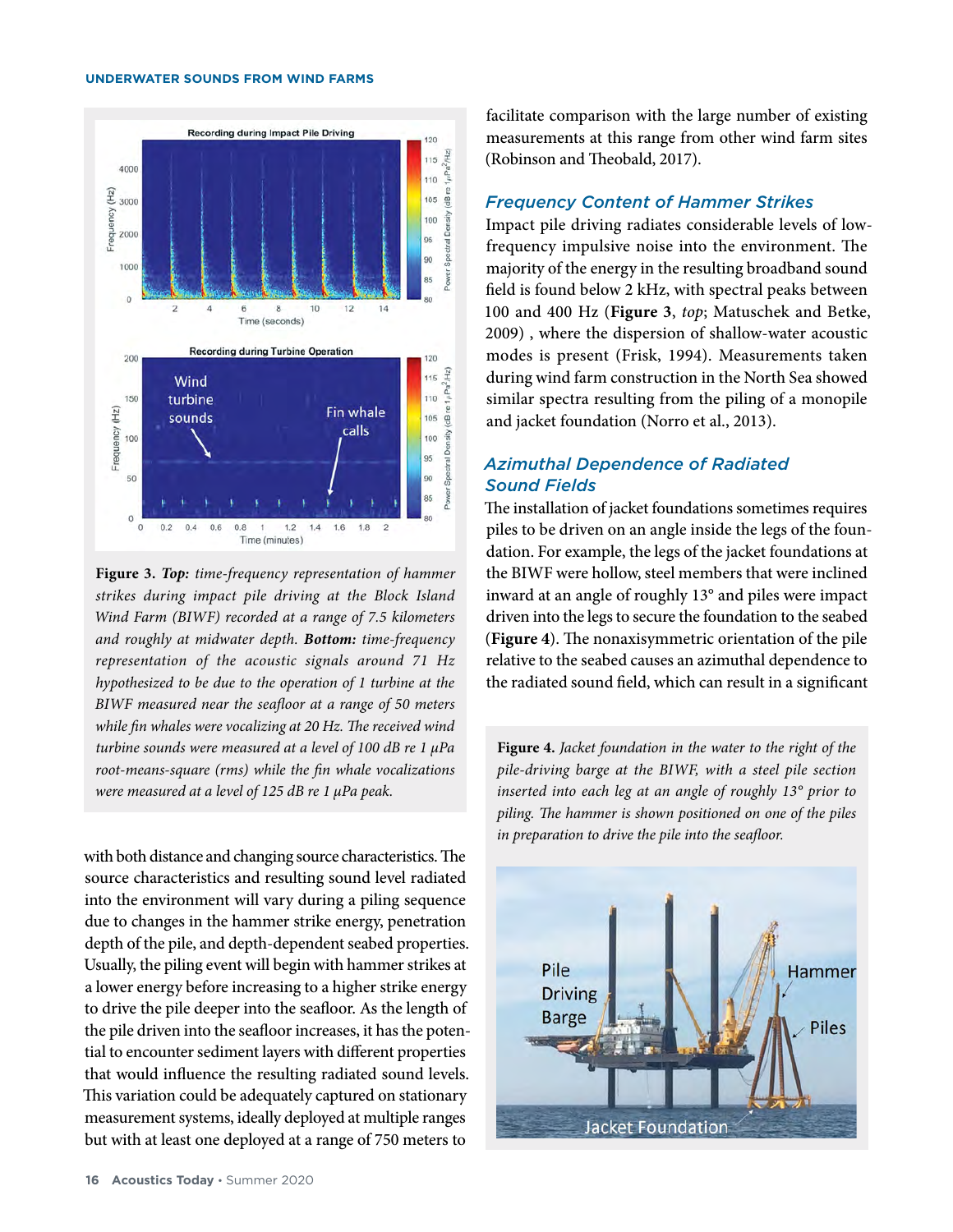**Figure 3.** ***Top:*** *time-frequency representation of hammer strikes during impact pile driving at the Block Island Wind Farm (BIWF) recorded at a range of 7.5 kilometers and roughly at midwater depth.* ***Bottom:*** *time-frequency representation of the acoustic signals around 71 Hz hypothesized to be due to the operation of 1 turbine at the BIWF measured near the seafloor at a range of 50 meters while fin whales were vocalizing at 20 Hz. The received wind turbine sounds were measured at a level of 100 dB re 1 µPa root-means-square (rms) while the fin whale vocalizations were measured at a level of 125 dB re 1 µPa peak.*

with both distance and changing source characteristics. The source characteristics and resulting sound level radiated into the environment will vary during a piling sequence due to changes in the hammer strike energy, penetration depth of the pile, and depth-dependent seabed properties. Usually, the piling event will begin with hammer strikes at a lower energy before increasing to a higher strike energy to drive the pile deeper into the seafloor. As the length of the pile driven into the seafloor increases, it has the potential to encounter sediment layers with different properties that would influence the resulting radiated sound levels. This variation could be adequately captured on stationary measurement systems, ideally deployed at multiple ranges but with at least one deployed at a range of 750 meters to facilitate comparison with the large number of existing measurements at this range from other wind farm sites (Robinson and Theobald, 2017).

## Frequency Content of Hammer Strikes

Impact pile driving radiates considerable levels of low-frequency impulsive noise into the environment. The majority of the energy in the resulting broadband sound field is found below 2 kHz, with spectral peaks between 100 and 400 Hz (**Figure 3**, *top*; Matuschek and Betke, 2009) , where the dispersion of shallow-water acoustic modes is present (Frisk, 1994). Measurements taken during wind farm construction in the North Sea showed similar spectra resulting from the piling of a monopile and jacket foundation (Norro et al., 2013).

## Azimuthal Dependence of Radiated Sound Fields

The installation of jacket foundations sometimes requires piles to be driven on an angle inside the legs of the foundation. For example, the legs of the jacket foundations at the BIWF were hollow, steel members that were inclined inward at an angle of roughly 13° and piles were impact driven into the legs to secure the foundation to the seabed (**Figure 4**). The nonaxisymmetric orientation of the pile relative to the seabed causes an azimuthal dependence to the radiated sound field, which can result in a significant

**Figure 4.** *Jacket foundation in the water to the right of the pile-driving barge at the BIWF, with a steel pile section inserted into each leg at an angle of roughly 13° prior to piling. The hammer is shown positioned on one of the piles in preparation to drive the pile into the seafloor.*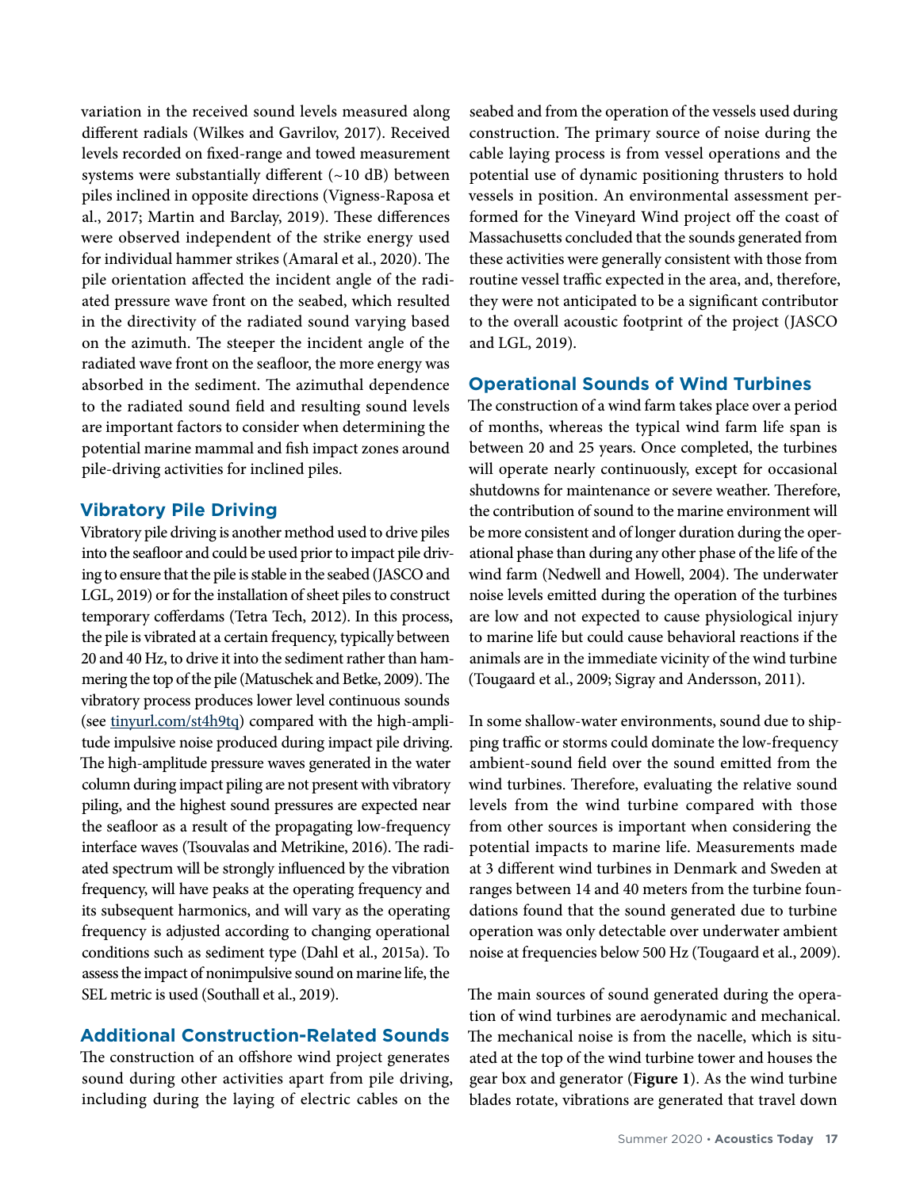variation in the received sound levels measured along different radials (Wilkes and Gavrilov, 2017). Received levels recorded on fixed-range and towed measurement systems were substantially different (~10 dB) between piles inclined in opposite directions (Vigness-Raposa et al., 2017; Martin and Barclay, 2019). These differences were observed independent of the strike energy used for individual hammer strikes (Amaral et al., 2020). The pile orientation affected the incident angle of the radiated pressure wave front on the seabed, which resulted in the directivity of the radiated sound varying based on the azimuth. The steeper the incident angle of the radiated wave front on the seafloor, the more energy was absorbed in the sediment. The azimuthal dependence to the radiated sound field and resulting sound levels are important factors to consider when determining the potential marine mammal and fish impact zones around pile-driving activities for inclined piles.

### Vibratory Pile Driving

Vibratory pile driving is another method used to drive piles into the seafloor and could be used prior to impact pile driving to ensure that the pile is stable in the seabed (JASCO and LGL, 2019) or for the installation of sheet piles to construct temporary cofferdams (Tetra Tech, 2012). In this process, the pile is vibrated at a certain frequency, typically between 20 and 40 Hz, to drive it into the sediment rather than hammering the top of the pile (Matuschek and Betke, 2009). The vibratory process produces lower level continuous sounds (see tinyurl.com/st4h9tq) compared with the high-amplitude impulsive noise produced during impact pile driving. The high-amplitude pressure waves generated in the water column during impact piling are not present with vibratory piling, and the highest sound pressures are expected near the seafloor as a result of the propagating low-frequency interface waves (Tsouvalas and Metrikine, 2016). The radiated spectrum will be strongly influenced by the vibration frequency, will have peaks at the operating frequency and its subsequent harmonics, and will vary as the operating frequency is adjusted according to changing operational conditions such as sediment type (Dahl et al., 2015a). To assess the impact of nonimpulsive sound on marine life, the SEL metric is used (Southall et al., 2019).

### Additional Construction-Related Sounds

The construction of an offshore wind project generates sound during other activities apart from pile driving, including during the laying of electric cables on the seabed and from the operation of the vessels used during construction. The primary source of noise during the cable laying process is from vessel operations and the potential use of dynamic positioning thrusters to hold vessels in position. An environmental assessment performed for the Vineyard Wind project off the coast of Massachusetts concluded that the sounds generated from these activities were generally consistent with those from routine vessel traffic expected in the area, and, therefore, they were not anticipated to be a significant contributor to the overall acoustic footprint of the project (JASCO and LGL, 2019).

### Operational Sounds of Wind Turbines

The construction of a wind farm takes place over a period of months, whereas the typical wind farm life span is between 20 and 25 years. Once completed, the turbines will operate nearly continuously, except for occasional shutdowns for maintenance or severe weather. Therefore, the contribution of sound to the marine environment will be more consistent and of longer duration during the operational phase than during any other phase of the life of the wind farm (Nedwell and Howell, 2004). The underwater noise levels emitted during the operation of the turbines are low and not expected to cause physiological injury to marine life but could cause behavioral reactions if the animals are in the immediate vicinity of the wind turbine (Tougaard et al., 2009; Sigray and Andersson, 2011).

In some shallow-water environments, sound due to shipping traffic or storms could dominate the low-frequency ambient-sound field over the sound emitted from the wind turbines. Therefore, evaluating the relative sound levels from the wind turbine compared with those from other sources is important when considering the potential impacts to marine life. Measurements made at 3 different wind turbines in Denmark and Sweden at ranges between 14 and 40 meters from the turbine foundations found that the sound generated due to turbine operation was only detectable over underwater ambient noise at frequencies below 500 Hz (Tougaard et al., 2009).

The main sources of sound generated during the operation of wind turbines are aerodynamic and mechanical. The mechanical noise is from the nacelle, which is situated at the top of the wind turbine tower and houses the gear box and generator (**Figure 1**). As the wind turbine blades rotate, vibrations are generated that travel down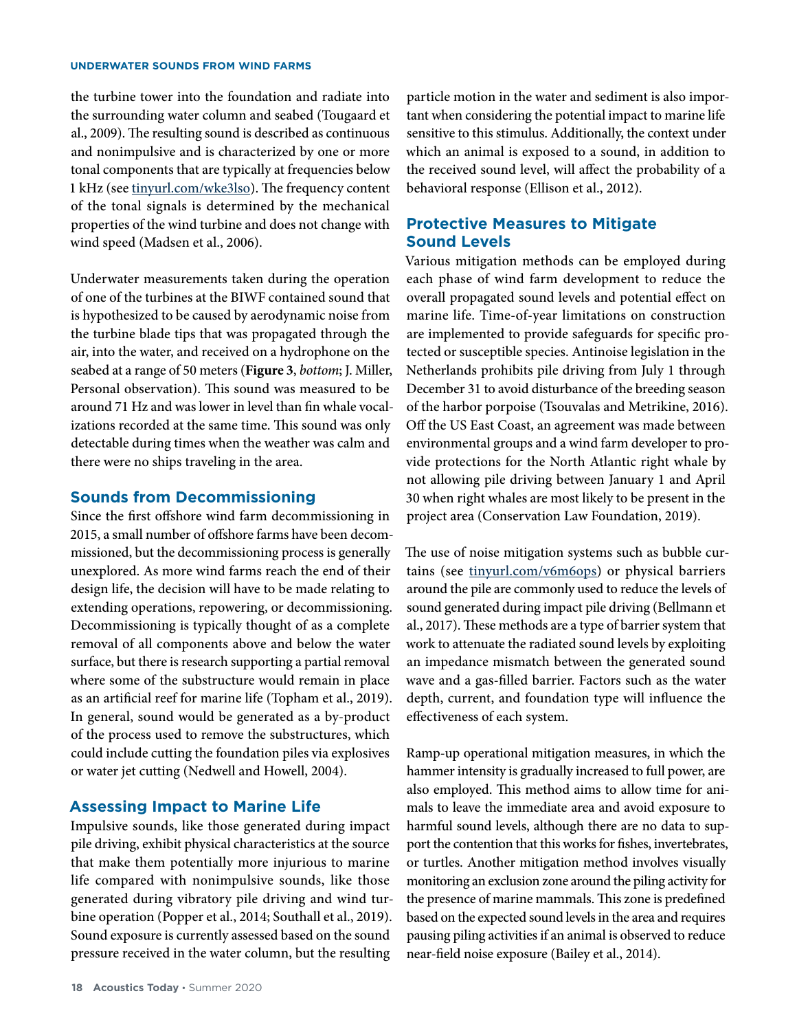the turbine tower into the foundation and radiate into the surrounding water column and seabed (Tougaard et al., 2009). The resulting sound is described as continuous and nonimpulsive and is characterized by one or more tonal components that are typically at frequencies below 1 kHz (see tinyurl.com/wke3lso). The frequency content of the tonal signals is determined by the mechanical properties of the wind turbine and does not change with wind speed (Madsen et al., 2006).

Underwater measurements taken during the operation of one of the turbines at the BIWF contained sound that is hypothesized to be caused by aerodynamic noise from the turbine blade tips that was propagated through the air, into the water, and received on a hydrophone on the seabed at a range of 50 meters (**Figure 3**, *bottom*; J. Miller, Personal observation). This sound was measured to be around 71 Hz and was lower in level than fin whale vocalizations recorded at the same time. This sound was only detectable during times when the weather was calm and there were no ships traveling in the area.

## Sounds from Decommissioning

Since the first offshore wind farm decommissioning in 2015, a small number of offshore farms have been decommissioned, but the decommissioning process is generally unexplored. As more wind farms reach the end of their design life, the decision will have to be made relating to extending operations, repowering, or decommissioning. Decommissioning is typically thought of as a complete removal of all components above and below the water surface, but there is research supporting a partial removal where some of the substructure would remain in place as an artificial reef for marine life (Topham et al., 2019). In general, sound would be generated as a by-product of the process used to remove the substructures, which could include cutting the foundation piles via explosives or water jet cutting (Nedwell and Howell, 2004).

## Assessing Impact to Marine Life

Impulsive sounds, like those generated during impact pile driving, exhibit physical characteristics at the source that make them potentially more injurious to marine life compared with nonimpulsive sounds, like those generated during vibratory pile driving and wind turbine operation (Popper et al., 2014; Southall et al., 2019). Sound exposure is currently assessed based on the sound pressure received in the water column, but the resulting particle motion in the water and sediment is also important when considering the potential impact to marine life sensitive to this stimulus. Additionally, the context under which an animal is exposed to a sound, in addition to the received sound level, will affect the probability of a behavioral response (Ellison et al., 2012).

## Protective Measures to Mitigate Sound Levels

Various mitigation methods can be employed during each phase of wind farm development to reduce the overall propagated sound levels and potential effect on marine life. Time-of-year limitations on construction are implemented to provide safeguards for specific protected or susceptible species. Antinoise legislation in the Netherlands prohibits pile driving from July 1 through December 31 to avoid disturbance of the breeding season of the harbor porpoise (Tsouvalas and Metrikine, 2016). Off the US East Coast, an agreement was made between environmental groups and a wind farm developer to provide protections for the North Atlantic right whale by not allowing pile driving between January 1 and April 30 when right whales are most likely to be present in the project area (Conservation Law Foundation, 2019).

The use of noise mitigation systems such as bubble curtains (see tinyurl.com/v6m6ops) or physical barriers around the pile are commonly used to reduce the levels of sound generated during impact pile driving (Bellmann et al., 2017). These methods are a type of barrier system that work to attenuate the radiated sound levels by exploiting an impedance mismatch between the generated sound wave and a gas-filled barrier. Factors such as the water depth, current, and foundation type will influence the effectiveness of each system.

Ramp-up operational mitigation measures, in which the hammer intensity is gradually increased to full power, are also employed. This method aims to allow time for animals to leave the immediate area and avoid exposure to harmful sound levels, although there are no data to support the contention that this works for fishes, invertebrates, or turtles. Another mitigation method involves visually monitoring an exclusion zone around the piling activity for the presence of marine mammals. This zone is predefined based on the expected sound levels in the area and requires pausing piling activities if an animal is observed to reduce near-field noise exposure (Bailey et al., 2014).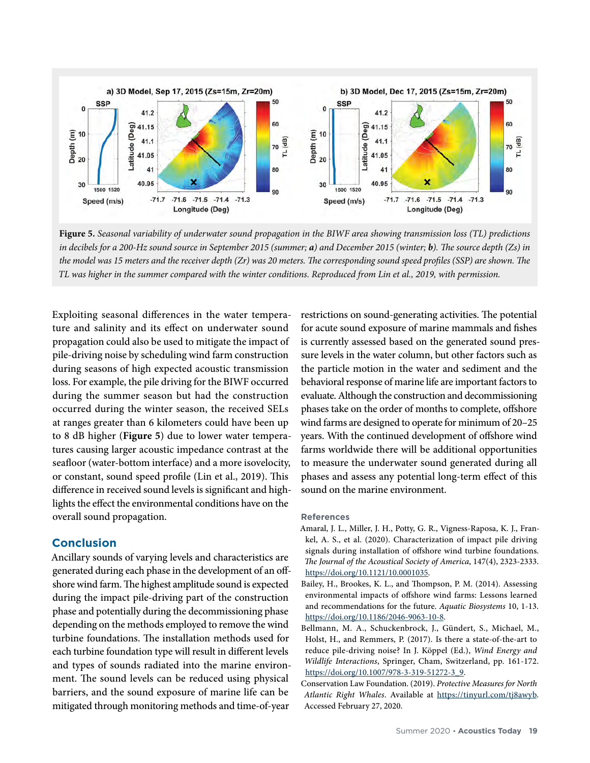**Figure 5.** *Seasonal variability of underwater sound propagation in the BIWF area showing transmission loss (TL) predictions in decibels for a 200-Hz sound source in September 2015 (summer;* ***a****) and December 2015 (winter;* ***b****). The source depth (Zs) in the model was 15 meters and the receiver depth (Zr) was 20 meters. The corresponding sound speed profiles (SSP) are shown. The TL was higher in the summer compared with the winter conditions. Reproduced from Lin et al., 2019, with permission.*

Exploiting seasonal differences in the water temperature and salinity and its effect on underwater sound propagation could also be used to mitigate the impact of pile-driving noise by scheduling wind farm construction during seasons of high expected acoustic transmission loss. For example, the pile driving for the BIWF occurred during the summer season but had the construction occurred during the winter season, the received SELs at ranges greater than 6 kilometers could have been up to 8 dB higher (**Figure 5**) due to lower water temperatures causing larger acoustic impedance contrast at the seafloor (water-bottom interface) and a more isovelocity, or constant, sound speed profile (Lin et al., 2019). This difference in received sound levels is significant and highlights the effect the environmental conditions have on the overall sound propagation.

## Conclusion

Ancillary sounds of varying levels and characteristics are generated during each phase in the development of an offshore wind farm. The highest amplitude sound is expected during the impact pile-driving part of the construction phase and potentially during the decommissioning phase depending on the methods employed to remove the wind turbine foundations. The installation methods used for each turbine foundation type will result in different levels and types of sounds radiated into the marine environment. The sound levels can be reduced using physical barriers, and the sound exposure of marine life can be mitigated through monitoring methods and time-of-year restrictions on sound-generating activities. The potential for acute sound exposure of marine mammals and fishes is currently assessed based on the generated sound pressure levels in the water column, but other factors such as the particle motion in the water and sediment and the behavioral response of marine life are important factors to evaluate. Although the construction and decommissioning phases take on the order of months to complete, offshore wind farms are designed to operate for minimum of 20–25 years. With the continued development of offshore wind farms worldwide there will be additional opportunities to measure the underwater sound generated during all phases and assess any potential long-term effect of this sound on the marine environment.

### References

Amaral, J. L., Miller, J. H., Potty, G. R., Vigness-Raposa, K. J., Frankel, A. S., et al. (2020). Characterization of impact pile driving signals during installation of offshore wind turbine foundations. *The Journal of the Acoustical Society of America*, 147(4), 2323-2333. https://doi.org/10.1121/10.0001035.

Bailey, H., Brookes, K. L., and Thompson, P. M. (2014). Assessing environmental impacts of offshore wind farms: Lessons learned and recommendations for the future. *Aquatic Biosystems* 10, 1-13. https://doi.org/10.1186/2046-9063-10-8.

Bellmann, M. A., Schuckenbrock, J., Gündert, S., Michael, M., Holst, H., and Remmers, P. (2017). Is there a state-of-the-art to reduce pile-driving noise? In J. Köppel (Ed.), *Wind Energy and Wildlife Interactions*, Springer, Cham, Switzerland, pp. 161-172. https://doi.org/10.1007/978-3-319-51272-3_9.

Conservation Law Foundation. (2019). *Protective Measures for North Atlantic Right Whales*. Available at https://tinyurl.com/tj8awyb. Accessed February 27, 2020.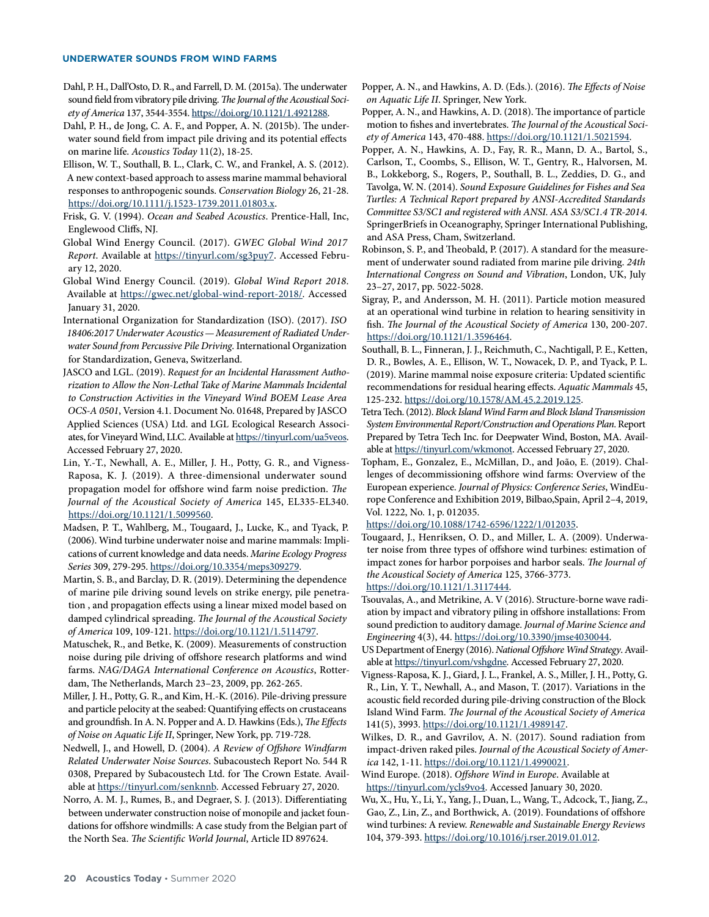Dahl, P. H., Dall'Osto, D. R., and Farrell, D. M. (2015a). The underwater sound field from vibratory pile driving. *The Journal of the Acoustical Society of America* 137, 3544-3554. https://doi.org/10.1121/1.4921288.

Dahl, P. H., de Jong, C. A. F., and Popper, A. N. (2015b). The underwater sound field from impact pile driving and its potential effects on marine life. *Acoustics Today* 11(2), 18-25.

Ellison, W. T., Southall, B. L., Clark, C. W., and Frankel, A. S. (2012). A new context-based approach to assess marine mammal behavioral responses to anthropogenic sounds. *Conservation Biology* 26, 21-28. https://doi.org/10.1111/j.1523-1739.2011.01803.x.

Frisk, G. V. (1994). *Ocean and Seabed Acoustics*. Prentice-Hall, Inc, Englewood Cliffs, NJ.

Global Wind Energy Council. (2017). *GWEC Global Wind 2017 Report*. Available at https://tinyurl.com/sg3puy7. Accessed February 12, 2020.

Global Wind Energy Council. (2019). *Global Wind Report 2018*. Available at https://gwec.net/global-wind-report-2018/. Accessed January 31, 2020.

International Organization for Standardization (ISO). (2017). *ISO 18406:2017 Underwater Acoustics — Measurement of Radiated Underwater Sound from Percussive Pile Driving*. International Organization for Standardization, Geneva, Switzerland.

JASCO and LGL. (2019). *Request for an Incidental Harassment Authorization to Allow the Non-Lethal Take of Marine Mammals Incidental to Construction Activities in the Vineyard Wind BOEM Lease Area OCS-A 0501*, Version 4.1. Document No. 01648, Prepared by JASCO Applied Sciences (USA) Ltd. and LGL Ecological Research Associates, for Vineyard Wind, LLC. Available at https://tinyurl.com/ua5veos. Accessed February 27, 2020.

Lin, Y.-T., Newhall, A. E., Miller, J. H., Potty, G. R., and Vigness-Raposa, K. J. (2019). A three-dimensional underwater sound propagation model for offshore wind farm noise prediction. *The Journal of the Acoustical Society of America* 145, EL335-EL340. https://doi.org/10.1121/1.5099560.

Madsen, P. T., Wahlberg, M., Tougaard, J., Lucke, K., and Tyack, P. (2006). Wind turbine underwater noise and marine mammals: Implications of current knowledge and data needs. *Marine Ecology Progress Series* 309, 279-295. https://doi.org/10.3354/meps309279.

Martin, S. B., and Barclay, D. R. (2019). Determining the dependence of marine pile driving sound levels on strike energy, pile penetration , and propagation effects using a linear mixed model based on damped cylindrical spreading. *The Journal of the Acoustical Society of America* 109, 109-121. https://doi.org/10.1121/1.5114797.

Matuschek, R., and Betke, K. (2009). Measurements of construction noise during pile driving of offshore research platforms and wind farms. *NAG/DAGA International Conference on Acoustics*, Rotterdam, The Netherlands, March 23–23, 2009, pp. 262-265.

Miller, J. H., Potty, G. R., and Kim, H.-K. (2016). Pile-driving pressure and particle pelocity at the seabed: Quantifying effects on crustaceans and groundfish. In A. N. Popper and A. D. Hawkins (Eds.), *The Effects of Noise on Aquatic Life II*, Springer, New York, pp. 719-728.

Nedwell, J., and Howell, D. (2004). *A Review of Offshore Windfarm Related Underwater Noise Sources*. Subacoustech Report No. 544 R 0308, Prepared by Subacoustech Ltd. for The Crown Estate. Available at https://tinyurl.com/senknnb. Accessed February 27, 2020.

Norro, A. M. J., Rumes, B., and Degraer, S. J. (2013). Differentiating between underwater construction noise of monopile and jacket foundations for offshore windmills: A case study from the Belgian part of the North Sea. *The Scientific World Journal*, Article ID 897624.

Popper, A. N., and Hawkins, A. D. (Eds.). (2016). *The Effects of Noise on Aquatic Life II*. Springer, New York.

Popper, A. N., and Hawkins, A. D. (2018). The importance of particle motion to fishes and invertebrates. *The Journal of the Acoustical Society of America* 143, 470-488. https://doi.org/10.1121/1.5021594.

Popper, A. N., Hawkins, A. D., Fay, R. R., Mann, D. A., Bartol, S., Carlson, T., Coombs, S., Ellison, W. T., Gentry, R., Halvorsen, M. B., Lokkeborg, S., Rogers, P., Southall, B. L., Zeddies, D. G., and Tavolga, W. N. (2014). *Sound Exposure Guidelines for Fishes and Sea Turtles: A Technical Report prepared by ANSI-Accredited Standards Committee S3/SC1 and registered with ANSI. ASA S3/SC1.4 TR-2014*. SpringerBriefs in Oceanography, Springer International Publishing, and ASA Press, Cham, Switzerland.

Robinson, S. P., and Theobald, P. (2017). A standard for the measurement of underwater sound radiated from marine pile driving. *24th International Congress on Sound and Vibration*, London, UK, July 23–27, 2017, pp. 5022-5028.

Sigray, P., and Andersson, M. H. (2011). Particle motion measured at an operational wind turbine in relation to hearing sensitivity in fish. *The Journal of the Acoustical Society of America* 130, 200-207. https://doi.org/10.1121/1.3596464.

Southall, B. L., Finneran, J. J., Reichmuth, C., Nachtigall, P. E., Ketten, D. R., Bowles, A. E., Ellison, W. T., Nowacek, D. P., and Tyack, P. L. (2019). Marine mammal noise exposure criteria: Updated scientific recommendations for residual hearing effects. *Aquatic Mammals* 45, 125-232. https://doi.org/10.1578/AM.45.2.2019.125.

Tetra Tech. (2012). *Block Island Wind Farm and Block Island Transmission System Environmental Report/Construction and Operations Plan*. Report Prepared by Tetra Tech Inc. for Deepwater Wind, Boston, MA. Available at https://tinyurl.com/wkmonot. Accessed February 27, 2020.

Topham, E., Gonzalez, E., McMillan, D., and João, E. (2019). Challenges of decommissioning offshore wind farms: Overview of the European experience. *Journal of Physics: Conference Series*, WindEurope Conference and Exhibition 2019, Bilbao,Spain, April 2–4, 2019, Vol. 1222, No. 1, p. 012035. https://doi.org/10.1088/1742-6596/1222/1/012035.

Tougaard, J., Henriksen, O. D., and Miller, L. A. (2009). Underwater noise from three types of offshore wind turbines: estimation of impact zones for harbor porpoises and harbor seals. *The Journal of the Acoustical Society of America* 125, 3766-3773. https://doi.org/10.1121/1.3117444.

Tsouvalas, A., and Metrikine, A. V (2016). Structure-borne wave radiation by impact and vibratory piling in offshore installations: From sound prediction to auditory damage. *Journal of Marine Science and Engineering* 4(3), 44. https://doi.org/10.3390/jmse4030044.

US Department of Energy (2016). *National Offshore Wind Strategy*. Available at https://tinyurl.com/vshgdne. Accessed February 27, 2020.

Vigness-Raposa, K. J., Giard, J. L., Frankel, A. S., Miller, J. H., Potty, G. R., Lin, Y. T., Newhall, A., and Mason, T. (2017). Variations in the acoustic field recorded during pile-driving construction of the Block Island Wind Farm. *The Journal of the Acoustical Society of America* 141(5), 3993. https://doi.org/10.1121/1.4989147.

Wilkes, D. R., and Gavrilov, A. N. (2017). Sound radiation from impact-driven raked piles. *Journal of the Acoustical Society of America* 142, 1-11. https://doi.org/10.1121/1.4990021.

Wind Europe. (2018). *Offshore Wind in Europe*. Available at https://tinyurl.com/ycls9vo4. Accessed January 30, 2020.

Wu, X., Hu, Y., Li, Y., Yang, J., Duan, L., Wang, T., Adcock, T., Jiang, Z., Gao, Z., Lin, Z., and Borthwick, A. (2019). Foundations of offshore wind turbines: A review. *Renewable and Sustainable Energy Reviews* 104, 379-393. https://doi.org/10.1016/j.rser.2019.01.012.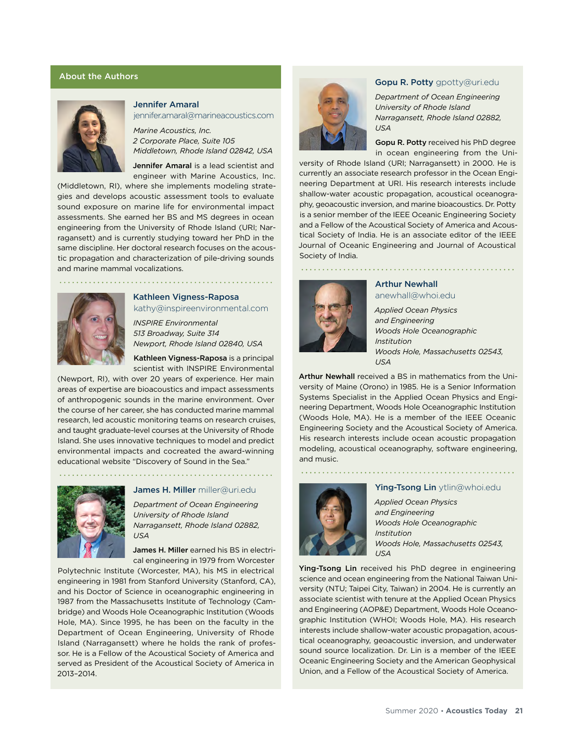## About the Authors

### Jennifer Amaral jennifer.amaral@marineacoustics.com

*Marine Acoustics, Inc.*
*2 Corporate Place, Suite 105*
*Middletown, Rhode Island 02842, USA*

**Jennifer Amaral** is a lead scientist and engineer with Marine Acoustics, Inc. (Middletown, RI), where she implements modeling strategies and develops acoustic assessment tools to evaluate sound exposure on marine life for environmental impact assessments. She earned her BS and MS degrees in ocean engineering from the University of Rhode Island (URI; Narragansett) and is currently studying toward her PhD in the same discipline. Her doctoral research focuses on the acoustic propagation and characterization of pile-driving sounds and marine mammal vocalizations.

### Kathleen Vigness-Raposa kathy@inspireenvironmental.com

*INSPIRE Environmental*
*513 Broadway, Suite 314*
*Newport, Rhode Island 02840, USA*

**Kathleen Vigness-Raposa** is a principal scientist with INSPIRE Environmental (Newport, RI), with over 20 years of experience. Her main areas of expertise are bioacoustics and impact assessments of anthropogenic sounds in the marine environment. Over the course of her career, she has conducted marine mammal research, led acoustic monitoring teams on research cruises, and taught graduate-level courses at the University of Rhode Island. She uses innovative techniques to model and predict environmental impacts and cocreated the award-winning educational website "Discovery of Sound in the Sea."

### James H. Miller miller@uri.edu

*Department of Ocean Engineering*
*University of Rhode Island*
*Narragansett, Rhode Island 02882, USA*

**James H. Miller** earned his BS in electrical engineering in 1979 from Worcester Polytechnic Institute (Worcester, MA), his MS in electrical engineering in 1981 from Stanford University (Stanford, CA), and his Doctor of Science in oceanographic engineering in 1987 from the Massachusetts Institute of Technology (Cambridge) and Woods Hole Oceanographic Institution (Woods Hole, MA). Since 1995, he has been on the faculty in the Department of Ocean Engineering, University of Rhode Island (Narragansett) where he holds the rank of professor. He is a Fellow of the Acoustical Society of America and served as President of the Acoustical Society of America in 2013–2014.

### Gopu R. Potty gpotty@uri.edu

*Department of Ocean Engineering*
*University of Rhode Island*
*Narragansett, Rhode Island 02882, USA*

**Gopu R. Potty** received his PhD degree in ocean engineering from the University of Rhode Island (URI; Narragansett) in 2000. He is currently an associate research professor in the Ocean Engineering Department at URI. His research interests include shallow-water acoustic propagation, acoustical oceanography, geoacoustic inversion, and marine bioacoustics. Dr. Potty is a senior member of the IEEE Oceanic Engineering Society and a Fellow of the Acoustical Society of America and Acoustical Society of India. He is an associate editor of the IEEE Journal of Oceanic Engineering and Journal of Acoustical Society of India.

### Arthur Newhall anewhall@whoi.edu

*Applied Ocean Physics and Engineering*
*Woods Hole Oceanographic Institution*
*Woods Hole, Massachusetts 02543, USA*

**Arthur Newhall** received a BS in mathematics from the University of Maine (Orono) in 1985. He is a Senior Information Systems Specialist in the Applied Ocean Physics and Engineering Department, Woods Hole Oceanographic Institution (Woods Hole, MA). He is a member of the IEEE Oceanic Engineering Society and the Acoustical Society of America. His research interests include ocean acoustic propagation modeling, acoustical oceanography, software engineering, and music.

### Ying-Tsong Lin ytlin@whoi.edu

*Applied Ocean Physics and Engineering*
*Woods Hole Oceanographic Institution*
*Woods Hole, Massachusetts 02543, USA*

**Ying-Tsong Lin** received his PhD degree in engineering science and ocean engineering from the National Taiwan University (NTU; Taipei City, Taiwan) in 2004. He is currently an associate scientist with tenure at the Applied Ocean Physics and Engineering (AOP&E) Department, Woods Hole Oceanographic Institution (WHOI; Woods Hole, MA). His research interests include shallow-water acoustic propagation, acoustical oceanography, geoacoustic inversion, and underwater sound source localization. Dr. Lin is a member of the IEEE Oceanic Engineering Society and the American Geophysical Union, and a Fellow of the Acoustical Society of America.